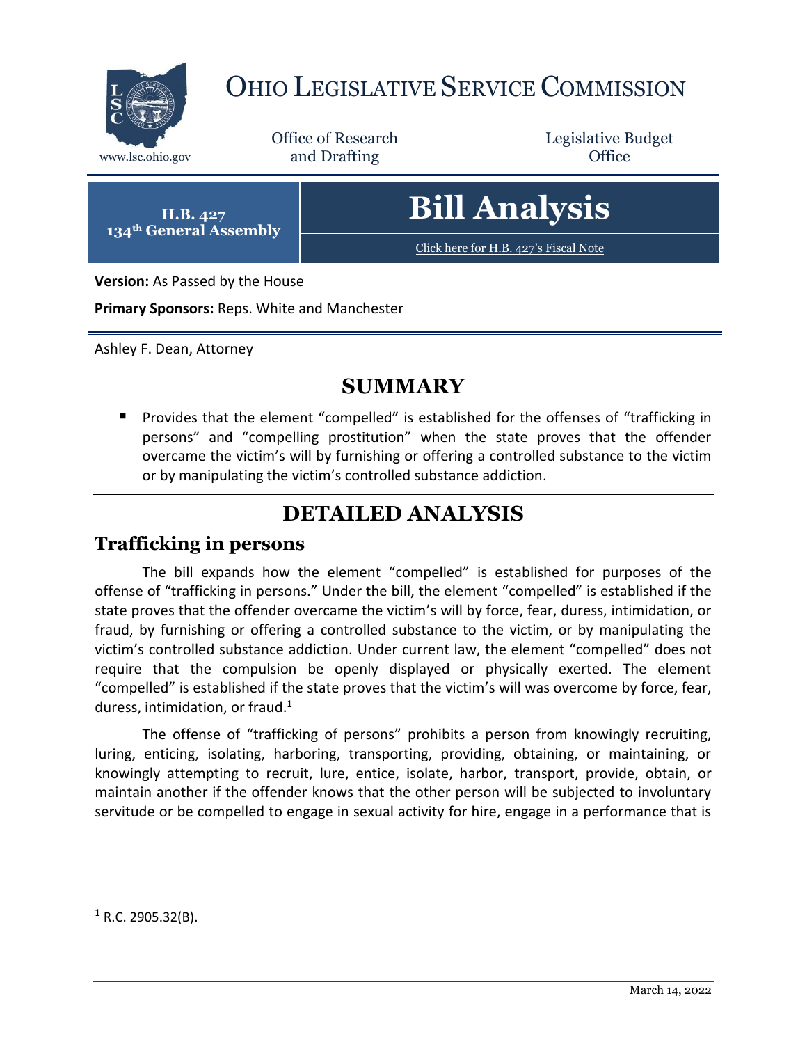# OHIO LEGISLATIVE SERVICE COMMISSION

www.lsc.ohio.gov

Office of Research and Drafting

Legislative Budget Office

**H.B. 427**
**134th General Assembly**

# Bill Analysis

Click here for H.B. 427's Fiscal Note

**Version:** As Passed by the House

**Primary Sponsors:** Reps. White and Manchester

Ashley F. Dean, Attorney

## SUMMARY

- Provides that the element "compelled" is established for the offenses of "trafficking in persons" and "compelling prostitution" when the state proves that the offender overcame the victim's will by furnishing or offering a controlled substance to the victim or by manipulating the victim's controlled substance addiction.

## DETAILED ANALYSIS

### Trafficking in persons

The bill expands how the element "compelled" is established for purposes of the offense of "trafficking in persons." Under the bill, the element "compelled" is established if the state proves that the offender overcame the victim's will by force, fear, duress, intimidation, or fraud, by furnishing or offering a controlled substance to the victim, or by manipulating the victim's controlled substance addiction. Under current law, the element "compelled" does not require that the compulsion be openly displayed or physically exerted. The element "compelled" is established if the state proves that the victim's will was overcome by force, fear, duress, intimidation, or fraud.[1]

The offense of "trafficking of persons" prohibits a person from knowingly recruiting, luring, enticing, isolating, harboring, transporting, providing, obtaining, or maintaining, or knowingly attempting to recruit, lure, entice, isolate, harbor, transport, provide, obtain, or maintain another if the offender knows that the other person will be subjected to involuntary servitude or be compelled to engage in sexual activity for hire, engage in a performance that is

[1] R.C. 2905.32(B).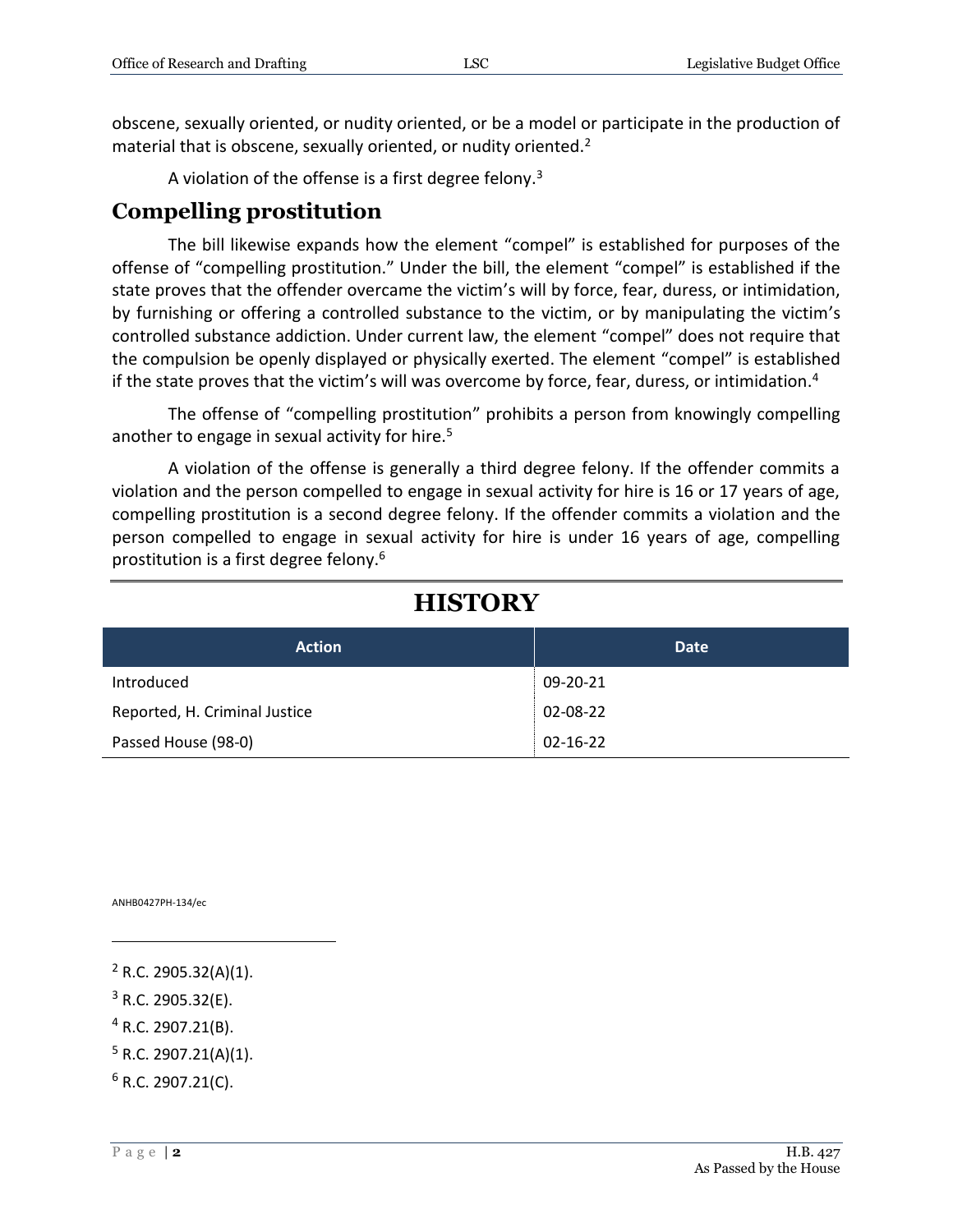obscene, sexually oriented, or nudity oriented, or be a model or participate in the production of material that is obscene, sexually oriented, or nudity oriented.[2]

A violation of the offense is a first degree felony.[3]

## Compelling prostitution

The bill likewise expands how the element "compel" is established for purposes of the offense of "compelling prostitution." Under the bill, the element "compel" is established if the state proves that the offender overcame the victim's will by force, fear, duress, or intimidation, by furnishing or offering a controlled substance to the victim, or by manipulating the victim's controlled substance addiction. Under current law, the element "compel" does not require that the compulsion be openly displayed or physically exerted. The element "compel" is established if the state proves that the victim's will was overcome by force, fear, duress, or intimidation.[4]

The offense of "compelling prostitution" prohibits a person from knowingly compelling another to engage in sexual activity for hire.[5]

A violation of the offense is generally a third degree felony. If the offender commits a violation and the person compelled to engage in sexual activity for hire is 16 or 17 years of age, compelling prostitution is a second degree felony. If the offender commits a violation and the person compelled to engage in sexual activity for hire is under 16 years of age, compelling prostitution is a first degree felony.[6]

# HISTORY

| Action | Date |
|---|---|
| Introduced | 09-20-21 |
| Reported, H. Criminal Justice | 02-08-22 |
| Passed House (98-0) | 02-16-22 |

ANHB0427PH-134/ec

[2] R.C. 2905.32(A)(1).

[3] R.C. 2905.32(E).

[4] R.C. 2907.21(B).

[5] R.C. 2907.21(A)(1).

[6] R.C. 2907.21(C).